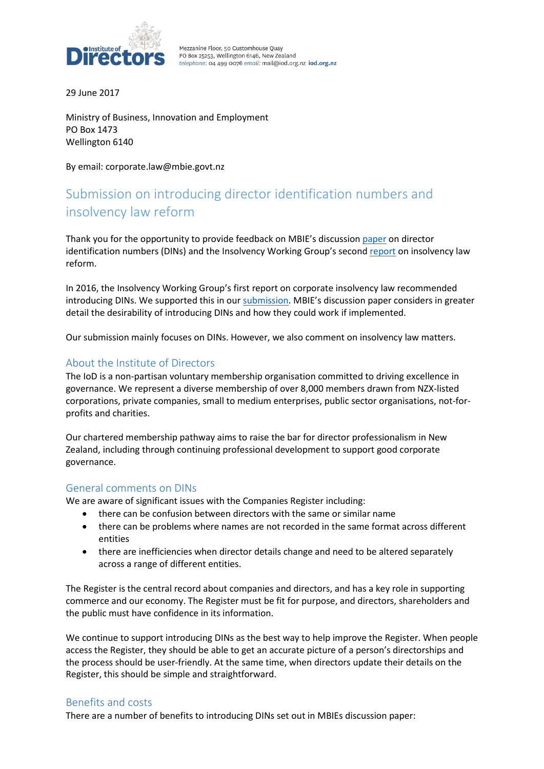Institute of Directors

Mezzanine Floor, 50 Customhouse Quay
PO Box 25253, Wellington 6146, New Zealand
telephone: 04 499 0076 email: mail@iod.org.nz iod.org.nz

29 June 2017

Ministry of Business, Innovation and Employment
PO Box 1473
Wellington 6140

By email: corporate.law@mbie.govt.nz

# Submission on introducing director identification numbers and insolvency law reform

Thank you for the opportunity to provide feedback on MBIE's discussion paper on director identification numbers (DINs) and the Insolvency Working Group's second report on insolvency law reform.

In 2016, the Insolvency Working Group's first report on corporate insolvency law recommended introducing DINs. We supported this in our submission. MBIE's discussion paper considers in greater detail the desirability of introducing DINs and how they could work if implemented.

Our submission mainly focuses on DINs. However, we also comment on insolvency law matters.

## About the Institute of Directors

The IoD is a non-partisan voluntary membership organisation committed to driving excellence in governance. We represent a diverse membership of over 8,000 members drawn from NZX-listed corporations, private companies, small to medium enterprises, public sector organisations, not-for-profits and charities.

Our chartered membership pathway aims to raise the bar for director professionalism in New Zealand, including through continuing professional development to support good corporate governance.

## General comments on DINs

We are aware of significant issues with the Companies Register including:

- there can be confusion between directors with the same or similar name
- there can be problems where names are not recorded in the same format across different entities
- there are inefficiencies when director details change and need to be altered separately across a range of different entities.

The Register is the central record about companies and directors, and has a key role in supporting commerce and our economy. The Register must be fit for purpose, and directors, shareholders and the public must have confidence in its information.

We continue to support introducing DINs as the best way to help improve the Register. When people access the Register, they should be able to get an accurate picture of a person's directorships and the process should be user-friendly. At the same time, when directors update their details on the Register, this should be simple and straightforward.

## Benefits and costs

There are a number of benefits to introducing DINs set out in MBIEs discussion paper: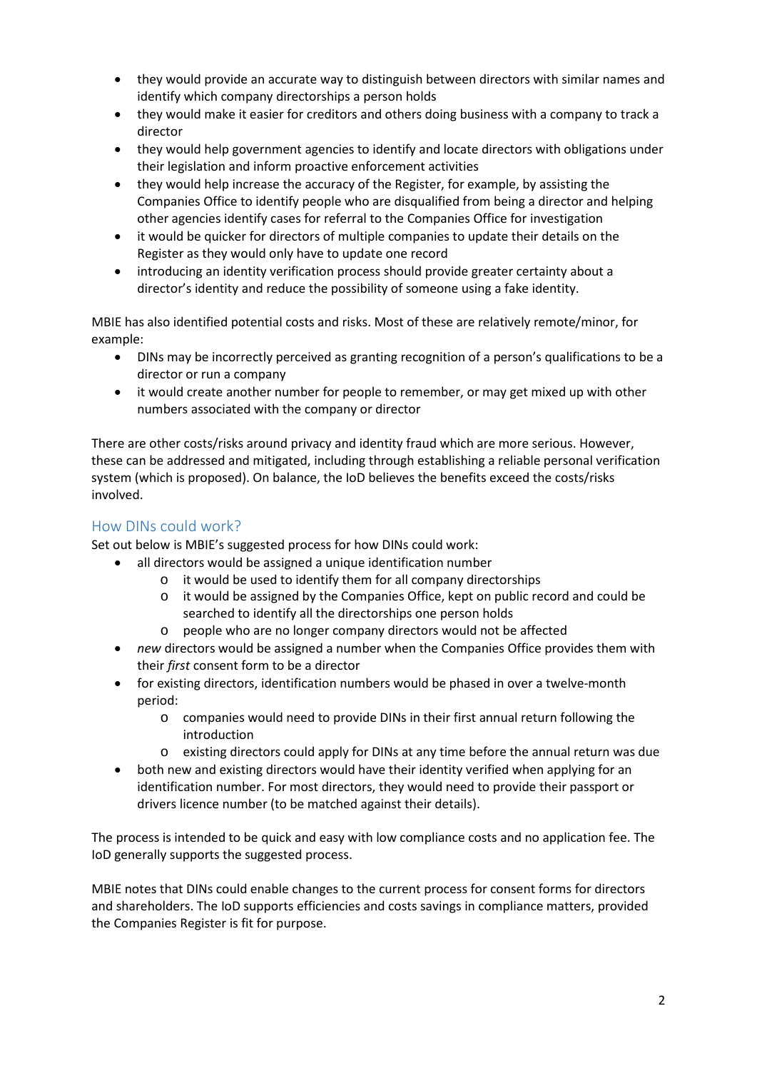- they would provide an accurate way to distinguish between directors with similar names and identify which company directorships a person holds
- they would make it easier for creditors and others doing business with a company to track a director
- they would help government agencies to identify and locate directors with obligations under their legislation and inform proactive enforcement activities
- they would help increase the accuracy of the Register, for example, by assisting the Companies Office to identify people who are disqualified from being a director and helping other agencies identify cases for referral to the Companies Office for investigation
- it would be quicker for directors of multiple companies to update their details on the Register as they would only have to update one record
- introducing an identity verification process should provide greater certainty about a director's identity and reduce the possibility of someone using a fake identity.

MBIE has also identified potential costs and risks. Most of these are relatively remote/minor, for example:

- DINs may be incorrectly perceived as granting recognition of a person's qualifications to be a director or run a company
- it would create another number for people to remember, or may get mixed up with other numbers associated with the company or director

There are other costs/risks around privacy and identity fraud which are more serious. However, these can be addressed and mitigated, including through establishing a reliable personal verification system (which is proposed). On balance, the IoD believes the benefits exceed the costs/risks involved.

## How DINs could work?

Set out below is MBIE's suggested process for how DINs could work:

- all directors would be assigned a unique identification number
  - it would be used to identify them for all company directorships
  - it would be assigned by the Companies Office, kept on public record and could be searched to identify all the directorships one person holds
  - people who are no longer company directors would not be affected
- *new* directors would be assigned a number when the Companies Office provides them with their *first* consent form to be a director
- for existing directors, identification numbers would be phased in over a twelve-month period:
  - companies would need to provide DINs in their first annual return following the introduction
  - existing directors could apply for DINs at any time before the annual return was due
- both new and existing directors would have their identity verified when applying for an identification number. For most directors, they would need to provide their passport or drivers licence number (to be matched against their details).

The process is intended to be quick and easy with low compliance costs and no application fee. The IoD generally supports the suggested process.

MBIE notes that DINs could enable changes to the current process for consent forms for directors and shareholders. The IoD supports efficiencies and costs savings in compliance matters, provided the Companies Register is fit for purpose.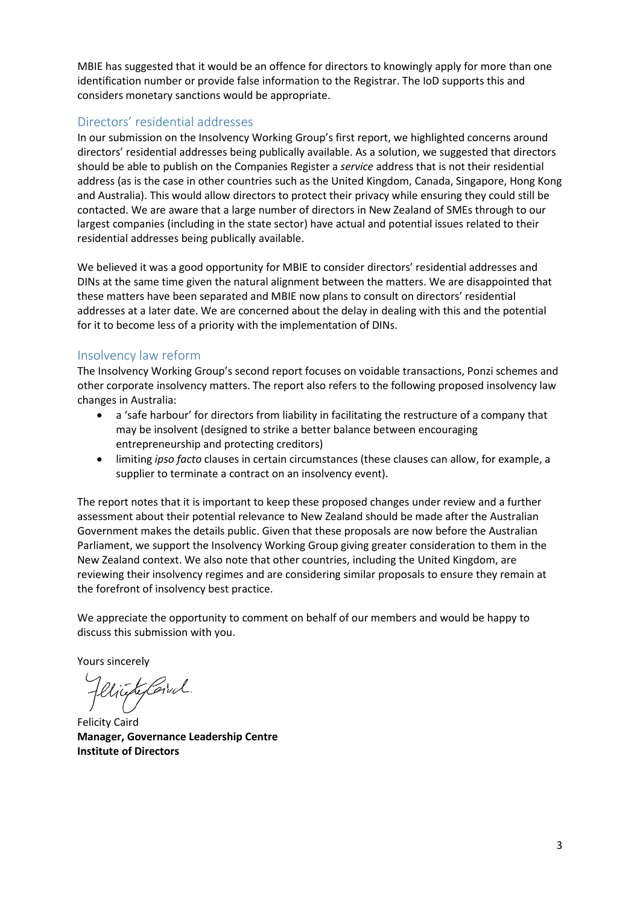MBIE has suggested that it would be an offence for directors to knowingly apply for more than one identification number or provide false information to the Registrar. The IoD supports this and considers monetary sanctions would be appropriate.

## Directors' residential addresses

In our submission on the Insolvency Working Group's first report, we highlighted concerns around directors' residential addresses being publically available. As a solution, we suggested that directors should be able to publish on the Companies Register a *service* address that is not their residential address (as is the case in other countries such as the United Kingdom, Canada, Singapore, Hong Kong and Australia). This would allow directors to protect their privacy while ensuring they could still be contacted. We are aware that a large number of directors in New Zealand of SMEs through to our largest companies (including in the state sector) have actual and potential issues related to their residential addresses being publically available.

We believed it was a good opportunity for MBIE to consider directors' residential addresses and DINs at the same time given the natural alignment between the matters. We are disappointed that these matters have been separated and MBIE now plans to consult on directors' residential addresses at a later date. We are concerned about the delay in dealing with this and the potential for it to become less of a priority with the implementation of DINs.

## Insolvency law reform

The Insolvency Working Group's second report focuses on voidable transactions, Ponzi schemes and other corporate insolvency matters. The report also refers to the following proposed insolvency law changes in Australia:

- a 'safe harbour' for directors from liability in facilitating the restructure of a company that may be insolvent (designed to strike a better balance between encouraging entrepreneurship and protecting creditors)
- limiting *ipso facto* clauses in certain circumstances (these clauses can allow, for example, a supplier to terminate a contract on an insolvency event).

The report notes that it is important to keep these proposed changes under review and a further assessment about their potential relevance to New Zealand should be made after the Australian Government makes the details public. Given that these proposals are now before the Australian Parliament, we support the Insolvency Working Group giving greater consideration to them in the New Zealand context. We also note that other countries, including the United Kingdom, are reviewing their insolvency regimes and are considering similar proposals to ensure they remain at the forefront of insolvency best practice.

We appreciate the opportunity to comment on behalf of our members and would be happy to discuss this submission with you.

Yours sincerely

Felicity Caird
**Manager, Governance Leadership Centre**
**Institute of Directors**